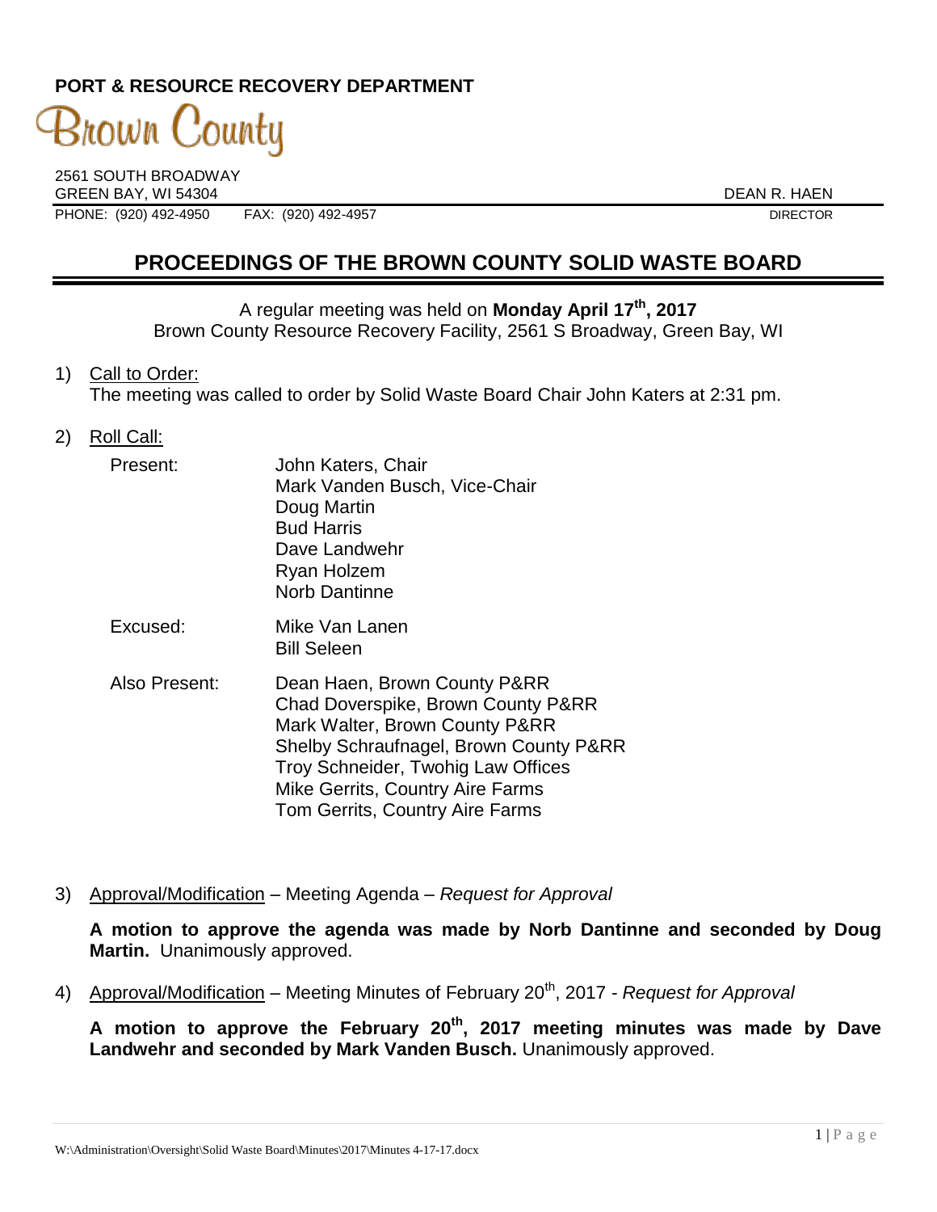**PORT & RESOURCE RECOVERY DEPARTMENT**

Brown County

2561 SOUTH BROADWAY
GREEN BAY, WI 54304
PHONE: (920) 492-4950 FAX: (920) 492-4957

DEAN R. HAEN
DIRECTOR

# PROCEEDINGS OF THE BROWN COUNTY SOLID WASTE BOARD

A regular meeting was held on **Monday April 17th, 2017**
Brown County Resource Recovery Facility, 2561 S Broadway, Green Bay, WI

1) Call to Order:
   The meeting was called to order by Solid Waste Board Chair John Katers at 2:31 pm.

2) Roll Call:

   Present:
   John Katers, Chair
   Mark Vanden Busch, Vice-Chair
   Doug Martin
   Bud Harris
   Dave Landwehr
   Ryan Holzem
   Norb Dantinne

   Excused:
   Mike Van Lanen
   Bill Seleen

   Also Present:
   Dean Haen, Brown County P&RR
   Chad Doverspike, Brown County P&RR
   Mark Walter, Brown County P&RR
   Shelby Schraufnagel, Brown County P&RR
   Troy Schneider, Twohig Law Offices
   Mike Gerrits, Country Aire Farms
   Tom Gerrits, Country Aire Farms

3) Approval/Modification – Meeting Agenda – *Request for Approval*

   **A motion to approve the agenda was made by Norb Dantinne and seconded by Doug Martin.** Unanimously approved.

4) Approval/Modification – Meeting Minutes of February 20th, 2017 - *Request for Approval*

   **A motion to approve the February 20th, 2017 meeting minutes was made by Dave Landwehr and seconded by Mark Vanden Busch.** Unanimously approved.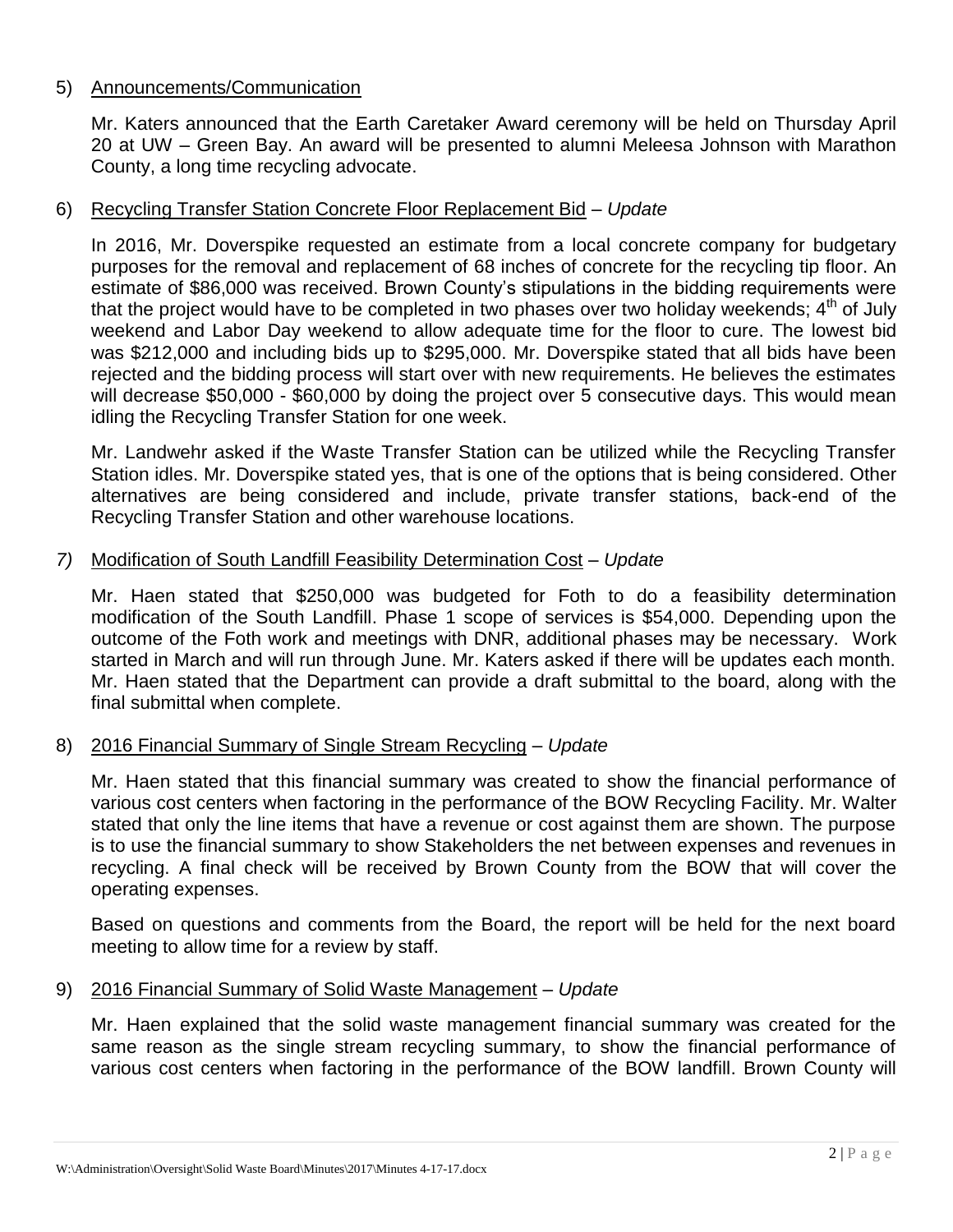5) Announcements/Communication

Mr. Katers announced that the Earth Caretaker Award ceremony will be held on Thursday April 20 at UW – Green Bay. An award will be presented to alumni Meleesa Johnson with Marathon County, a long time recycling advocate.

6) Recycling Transfer Station Concrete Floor Replacement Bid – *Update*

In 2016, Mr. Doverspike requested an estimate from a local concrete company for budgetary purposes for the removal and replacement of 68 inches of concrete for the recycling tip floor. An estimate of $86,000 was received. Brown County's stipulations in the bidding requirements were that the project would have to be completed in two phases over two holiday weekends; 4th of July weekend and Labor Day weekend to allow adequate time for the floor to cure. The lowest bid was $212,000 and including bids up to $295,000. Mr. Doverspike stated that all bids have been rejected and the bidding process will start over with new requirements. He believes the estimates will decrease $50,000 - $60,000 by doing the project over 5 consecutive days. This would mean idling the Recycling Transfer Station for one week.

Mr. Landwehr asked if the Waste Transfer Station can be utilized while the Recycling Transfer Station idles. Mr. Doverspike stated yes, that is one of the options that is being considered. Other alternatives are being considered and include, private transfer stations, back-end of the Recycling Transfer Station and other warehouse locations.

*7)* Modification of South Landfill Feasibility Determination Cost – *Update*

Mr. Haen stated that $250,000 was budgeted for Foth to do a feasibility determination modification of the South Landfill. Phase 1 scope of services is $54,000. Depending upon the outcome of the Foth work and meetings with DNR, additional phases may be necessary. Work started in March and will run through June. Mr. Katers asked if there will be updates each month. Mr. Haen stated that the Department can provide a draft submittal to the board, along with the final submittal when complete.

8) 2016 Financial Summary of Single Stream Recycling – *Update*

Mr. Haen stated that this financial summary was created to show the financial performance of various cost centers when factoring in the performance of the BOW Recycling Facility. Mr. Walter stated that only the line items that have a revenue or cost against them are shown. The purpose is to use the financial summary to show Stakeholders the net between expenses and revenues in recycling. A final check will be received by Brown County from the BOW that will cover the operating expenses.

Based on questions and comments from the Board, the report will be held for the next board meeting to allow time for a review by staff.

9) 2016 Financial Summary of Solid Waste Management – *Update*

Mr. Haen explained that the solid waste management financial summary was created for the same reason as the single stream recycling summary, to show the financial performance of various cost centers when factoring in the performance of the BOW landfill. Brown County will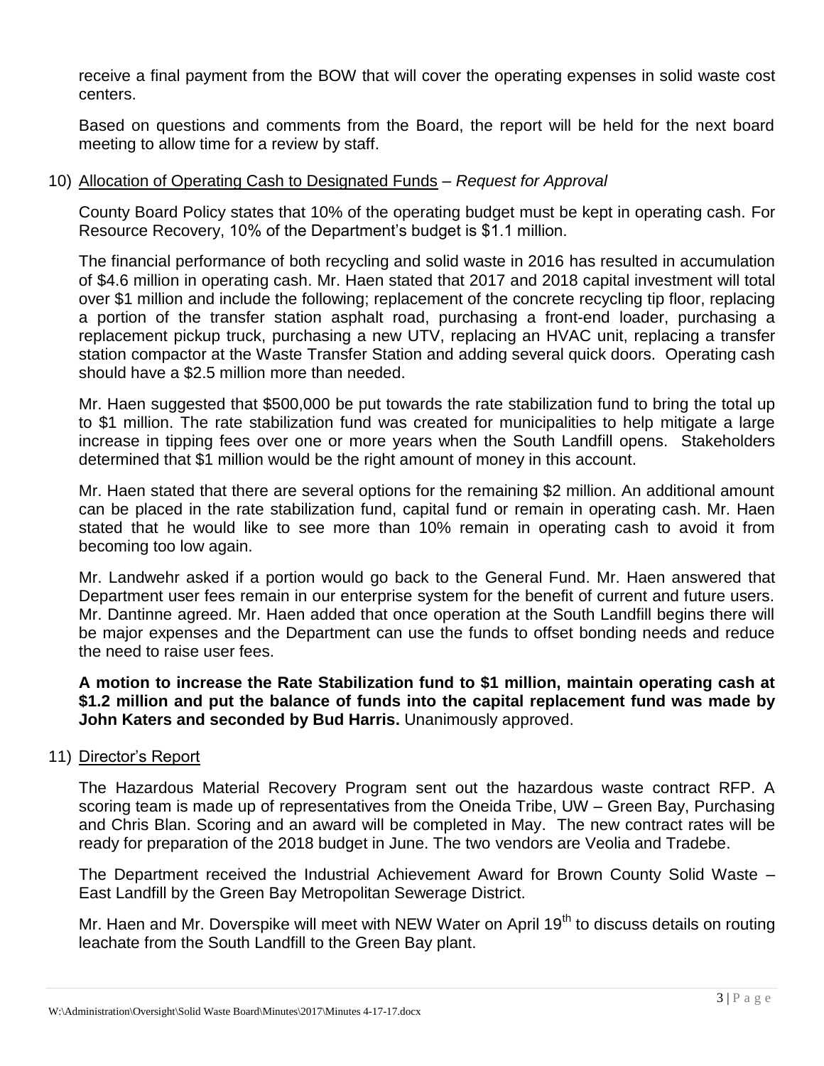receive a final payment from the BOW that will cover the operating expenses in solid waste cost centers.

Based on questions and comments from the Board, the report will be held for the next board meeting to allow time for a review by staff.

10) Allocation of Operating Cash to Designated Funds – *Request for Approval*

County Board Policy states that 10% of the operating budget must be kept in operating cash. For Resource Recovery, 10% of the Department's budget is $1.1 million.

The financial performance of both recycling and solid waste in 2016 has resulted in accumulation of $4.6 million in operating cash. Mr. Haen stated that 2017 and 2018 capital investment will total over $1 million and include the following; replacement of the concrete recycling tip floor, replacing a portion of the transfer station asphalt road, purchasing a front-end loader, purchasing a replacement pickup truck, purchasing a new UTV, replacing an HVAC unit, replacing a transfer station compactor at the Waste Transfer Station and adding several quick doors. Operating cash should have a $2.5 million more than needed.

Mr. Haen suggested that $500,000 be put towards the rate stabilization fund to bring the total up to $1 million. The rate stabilization fund was created for municipalities to help mitigate a large increase in tipping fees over one or more years when the South Landfill opens. Stakeholders determined that $1 million would be the right amount of money in this account.

Mr. Haen stated that there are several options for the remaining $2 million. An additional amount can be placed in the rate stabilization fund, capital fund or remain in operating cash. Mr. Haen stated that he would like to see more than 10% remain in operating cash to avoid it from becoming too low again.

Mr. Landwehr asked if a portion would go back to the General Fund. Mr. Haen answered that Department user fees remain in our enterprise system for the benefit of current and future users. Mr. Dantinne agreed. Mr. Haen added that once operation at the South Landfill begins there will be major expenses and the Department can use the funds to offset bonding needs and reduce the need to raise user fees.

**A motion to increase the Rate Stabilization fund to $1 million, maintain operating cash at $1.2 million and put the balance of funds into the capital replacement fund was made by John Katers and seconded by Bud Harris.** Unanimously approved.

11) Director's Report

The Hazardous Material Recovery Program sent out the hazardous waste contract RFP. A scoring team is made up of representatives from the Oneida Tribe, UW – Green Bay, Purchasing and Chris Blan. Scoring and an award will be completed in May. The new contract rates will be ready for preparation of the 2018 budget in June. The two vendors are Veolia and Tradebe.

The Department received the Industrial Achievement Award for Brown County Solid Waste – East Landfill by the Green Bay Metropolitan Sewerage District.

Mr. Haen and Mr. Doverspike will meet with NEW Water on April 19th to discuss details on routing leachate from the South Landfill to the Green Bay plant.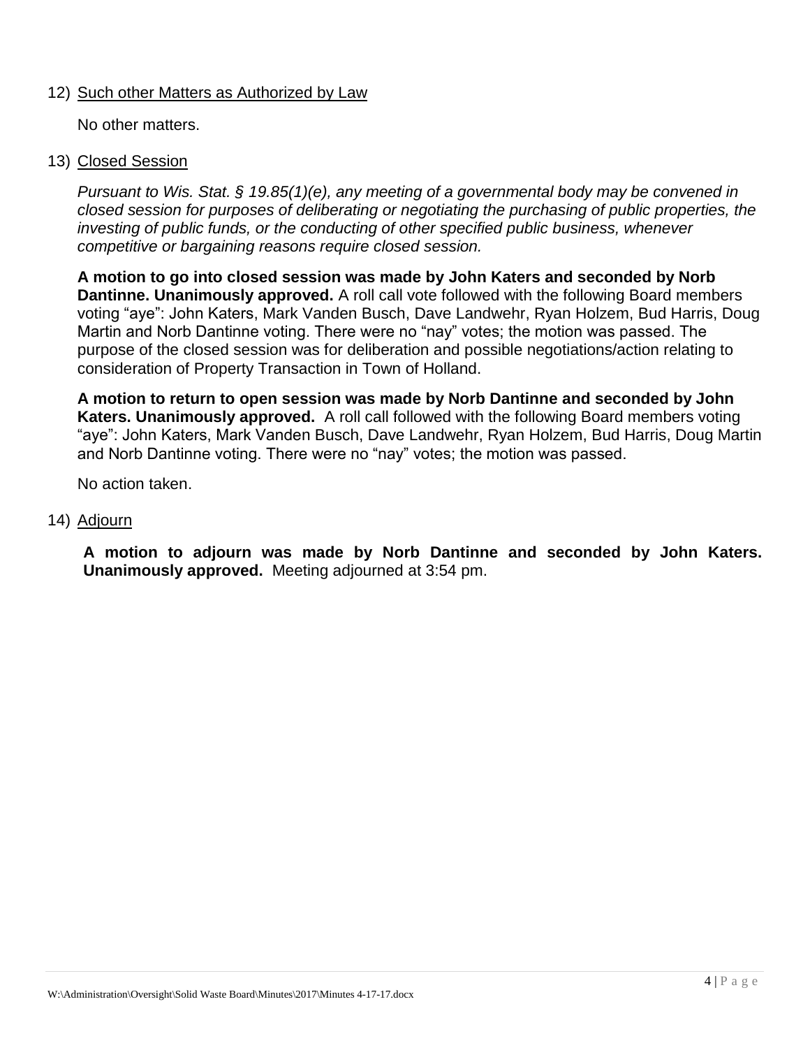12) Such other Matters as Authorized by Law

No other matters.

13) Closed Session

*Pursuant to Wis. Stat. § 19.85(1)(e), any meeting of a governmental body may be convened in closed session for purposes of deliberating or negotiating the purchasing of public properties, the investing of public funds, or the conducting of other specified public business, whenever competitive or bargaining reasons require closed session.*

**A motion to go into closed session was made by John Katers and seconded by Norb Dantinne. Unanimously approved.** A roll call vote followed with the following Board members voting "aye": John Katers, Mark Vanden Busch, Dave Landwehr, Ryan Holzem, Bud Harris, Doug Martin and Norb Dantinne voting. There were no "nay" votes; the motion was passed. The purpose of the closed session was for deliberation and possible negotiations/action relating to consideration of Property Transaction in Town of Holland.

**A motion to return to open session was made by Norb Dantinne and seconded by John Katers. Unanimously approved.** A roll call followed with the following Board members voting "aye": John Katers, Mark Vanden Busch, Dave Landwehr, Ryan Holzem, Bud Harris, Doug Martin and Norb Dantinne voting. There were no "nay" votes; the motion was passed.

No action taken.

14) Adjourn

**A motion to adjourn was made by Norb Dantinne and seconded by John Katers. Unanimously approved.** Meeting adjourned at 3:54 pm.

W:\Administration\Oversight\Solid Waste Board\Minutes\2017\Minutes 4-17-17.docx